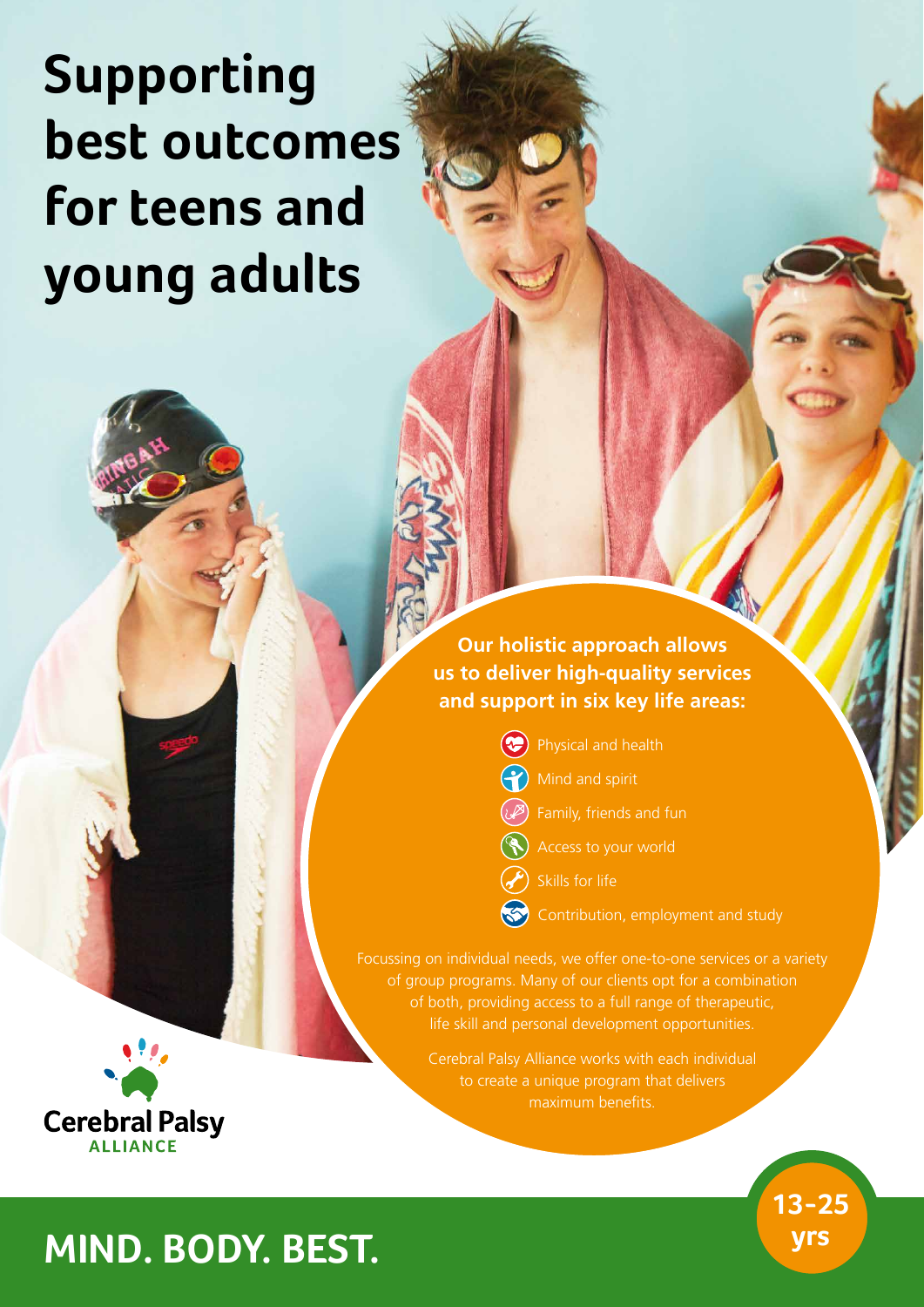# Supporting best outcomes for teens and young adults

**Our holistic approach allows us to deliver high-quality services and support in six key life areas:**

- Physical and health
- Mind and spirit
- Family, friends and fun
- Access to your world
- Skills for life
- Contribution, employment and study

Focussing on individual needs, we offer one-to-one services or a variety of group programs. Many of our clients opt for a combination of both, providing access to a full range of therapeutic, life skill and personal development opportunities.

Cerebral Palsy Alliance works with each individual to create a unique program that delivers maximum benefits.

Cerebral Palsy ALLIANCE

13-25 yrs

## MIND. BODY. BEST.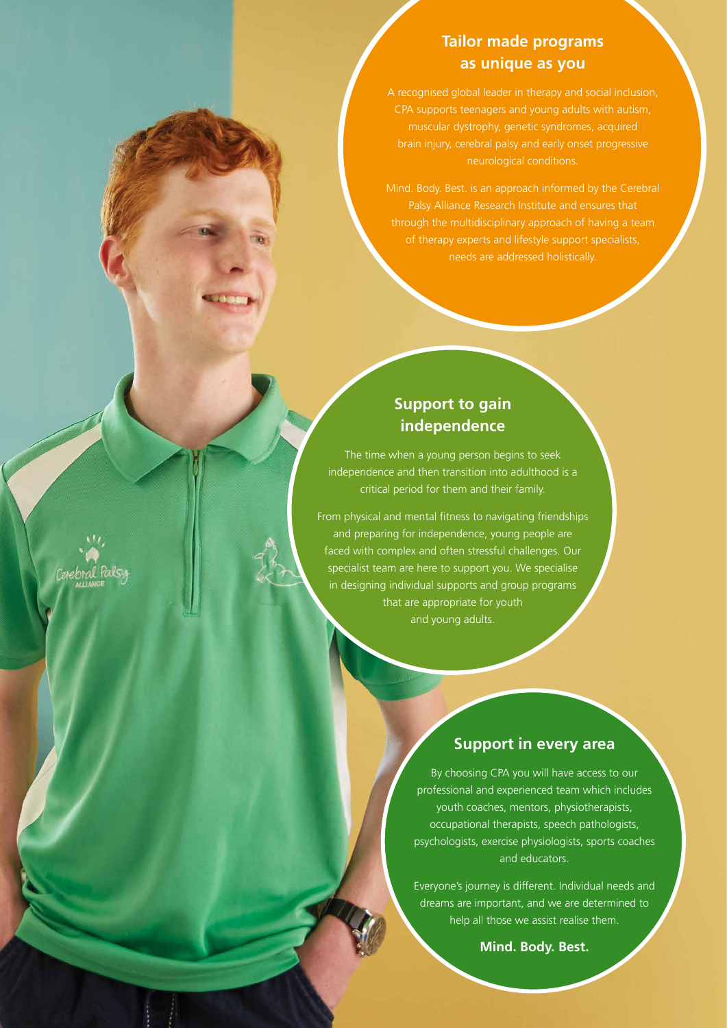## Tailor made programs as unique as you

A recognised global leader in therapy and social inclusion, CPA supports teenagers and young adults with autism, muscular dystrophy, genetic syndromes, acquired brain injury, cerebral palsy and early onset progressive neurological conditions.

Mind. Body. Best. is an approach informed by the Cerebral Palsy Alliance Research Institute and ensures that through the multidisciplinary approach of having a team of therapy experts and lifestyle support specialists, needs are addressed holistically.

## Support to gain independence

The time when a young person begins to seek independence and then transition into adulthood is a critical period for them and their family.

From physical and mental fitness to navigating friendships and preparing for independence, young people are faced with complex and often stressful challenges. Our specialist team are here to support you. We specialise in designing individual supports and group programs that are appropriate for youth and young adults.

## Support in every area

By choosing CPA you will have access to our professional and experienced team which includes youth coaches, mentors, physiotherapists, occupational therapists, speech pathologists, psychologists, exercise physiologists, sports coaches and educators.

Everyone's journey is different. Individual needs and dreams are important, and we are determined to help all those we assist realise them.

**Mind. Body. Best.**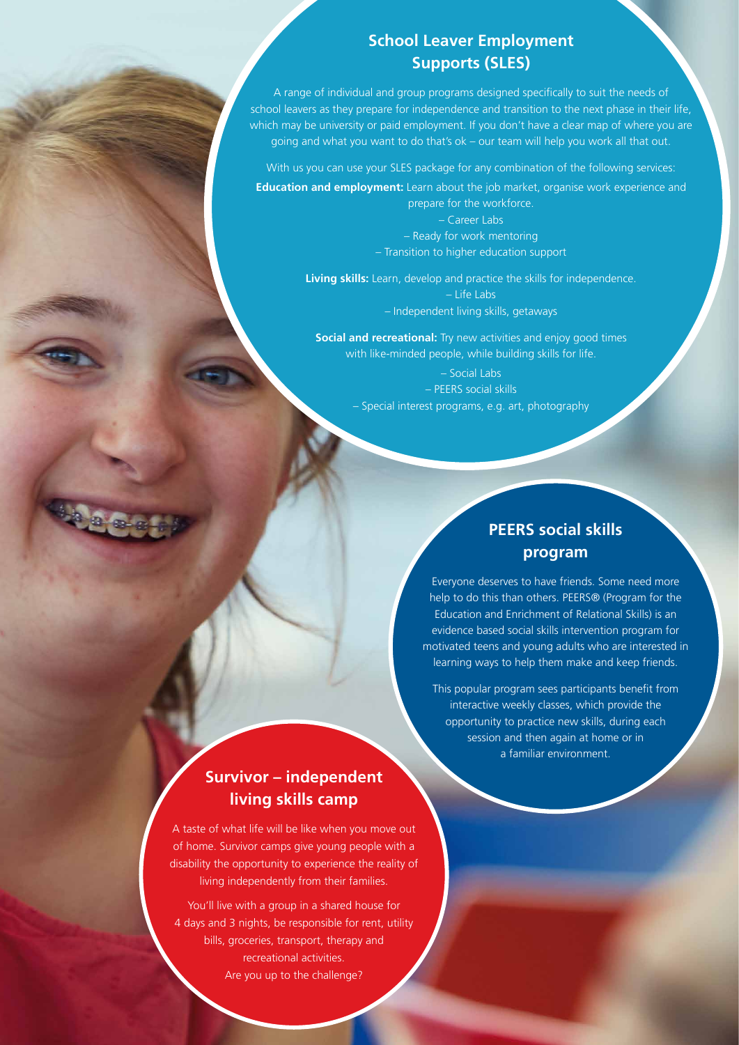## School Leaver Employment Supports (SLES)

A range of individual and group programs designed specifically to suit the needs of school leavers as they prepare for independence and transition to the next phase in their life, which may be university or paid employment. If you don't have a clear map of where you are going and what you want to do that's ok – our team will help you work all that out.

With us you can use your SLES package for any combination of the following services:

**Education and employment:** Learn about the job market, organise work experience and prepare for the workforce.

– Career Labs
– Ready for work mentoring
– Transition to higher education support

**Living skills:** Learn, develop and practice the skills for independence.

– Life Labs
– Independent living skills, getaways

**Social and recreational:** Try new activities and enjoy good times with like-minded people, while building skills for life.

– Social Labs
– PEERS social skills
– Special interest programs, e.g. art, photography

## PEERS social skills program

Everyone deserves to have friends. Some need more help to do this than others. PEERS® (Program for the Education and Enrichment of Relational Skills) is an evidence based social skills intervention program for motivated teens and young adults who are interested in learning ways to help them make and keep friends.

This popular program sees participants benefit from interactive weekly classes, which provide the opportunity to practice new skills, during each session and then again at home or in a familiar environment.

## Survivor – independent living skills camp

A taste of what life will be like when you move out of home. Survivor camps give young people with a disability the opportunity to experience the reality of living independently from their families.

You'll live with a group in a shared house for 4 days and 3 nights, be responsible for rent, utility bills, groceries, transport, therapy and recreational activities. Are you up to the challenge?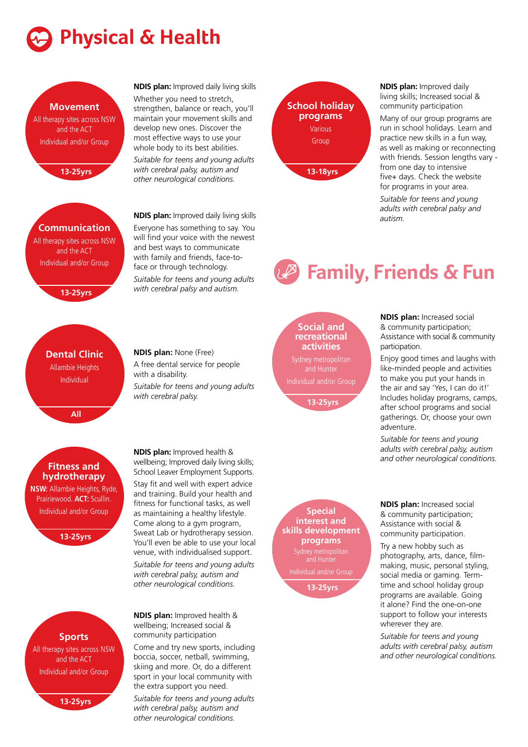# Physical & Health

### Movement

All therapy sites across NSW and the ACT

Individual and/or Group

**13-25yrs**

**NDIS plan:** Improved daily living skills

Whether you need to stretch, strengthen, balance or reach, you'll maintain your movement skills and develop new ones. Discover the most effective ways to use your whole body to its best abilities.

*Suitable for teens and young adults with cerebral palsy, autism and other neurological conditions.*

### Communication

All therapy sites across NSW and the ACT

Individual and/or Group

**13-25yrs**

**NDIS plan:** Improved daily living skills

Everyone has something to say. You will find your voice with the newest and best ways to communicate with family and friends, face-to-face or through technology.

*Suitable for teens and young adults with cerebral palsy and autism.*

### Dental Clinic

Allambie Heights

Individual

**All**

**NDIS plan:** None (Free)

A free dental service for people with a disability.

*Suitable for teens and young adults with cerebral palsy.*

### Fitness and hydrotherapy

**NSW:** Allambie Heights, Ryde, Prairiewood. **ACT:** Scullin.

Individual and/or Group

**13-25yrs**

**NDIS plan:** Improved health & wellbeing; Improved daily living skills; School Leaver Employment Supports.

Stay fit and well with expert advice and training. Build your health and fitness for functional tasks, as well as maintaining a healthy lifestyle. Come along to a gym program, Sweat Lab or hydrotherapy session. You'll even be able to use your local venue, with individualised support.

*Suitable for teens and young adults with cerebral palsy, autism and other neurological conditions.*

### Sports

All therapy sites across NSW and the ACT

Individual and/or Group

**13-25yrs**

**NDIS plan:** Improved health & wellbeing; Increased social & community participation

Come and try new sports, including boccia, soccer, netball, swimming, skiing and more. Or, do a different sport in your local community with the extra support you need.

*Suitable for teens and young adults with cerebral palsy, autism and other neurological conditions.*

### School holiday programs

Various

Group

**13-18yrs**

**NDIS plan:** Improved daily living skills; Increased social & community participation

Many of our group programs are run in school holidays. Learn and practice new skills in a fun way, as well as making or reconnecting with friends. Session lengths vary - from one day to intensive five+ days. Check the website for programs in your area.

*Suitable for teens and young adults with cerebral palsy and autism.*

# Family, Friends & Fun

### Social and recreational activities

Sydney metropolitan and Hunter

Individual and/or Group

**13-25yrs**

**NDIS plan:** Increased social & community participation; Assistance with social & community participation.

Enjoy good times and laughs with like-minded people and activities to make you put your hands in the air and say 'Yes, I can do it!' Includes holiday programs, camps, after school programs and social gatherings. Or, choose your own adventure.

*Suitable for teens and young adults with cerebral palsy, autism and other neurological conditions.*

### Special interest and skills development programs

Sydney metropolitan and Hunter

Individual and/or Group

**13-25yrs**

**NDIS plan:** Increased social & community participation; Assistance with social & community participation.

Try a new hobby such as photography, arts, dance, film-making, music, personal styling, social media or gaming. Term-time and school holiday group programs are available. Going it alone? Find the one-on-one support to follow your interests wherever they are.

*Suitable for teens and young adults with cerebral palsy, autism and other neurological conditions.*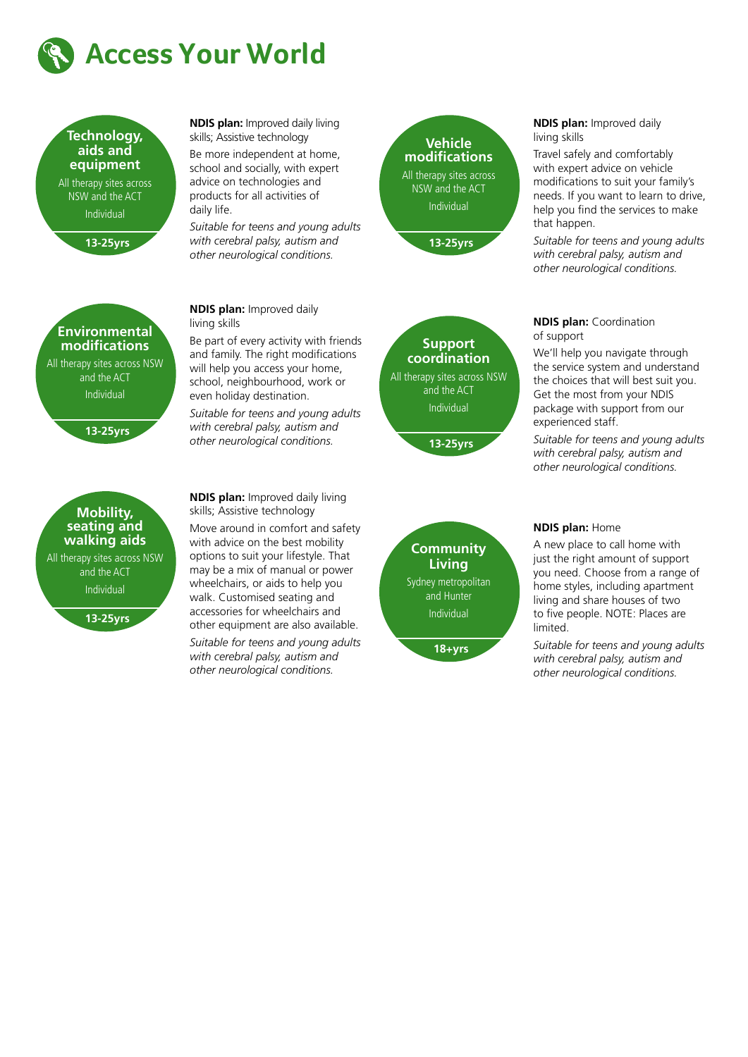# Access Your World

## Technology, aids and equipment

All therapy sites across NSW and the ACT

Individual

13-25yrs

**NDIS plan:** Improved daily living skills; Assistive technology

Be more independent at home, school and socially, with expert advice on technologies and products for all activities of daily life.

*Suitable for teens and young adults with cerebral palsy, autism and other neurological conditions.*

## Vehicle modifications

All therapy sites across NSW and the ACT

Individual

13-25yrs

**NDIS plan:** Improved daily living skills

Travel safely and comfortably with expert advice on vehicle modifications to suit your family's needs. If you want to learn to drive, help you find the services to make that happen.

*Suitable for teens and young adults with cerebral palsy, autism and other neurological conditions.*

## Environmental modifications

All therapy sites across NSW and the ACT

Individual

13-25yrs

**NDIS plan:** Improved daily living skills

Be part of every activity with friends and family. The right modifications will help you access your home, school, neighbourhood, work or even holiday destination.

*Suitable for teens and young adults with cerebral palsy, autism and other neurological conditions.*

## Support coordination

All therapy sites across NSW and the ACT

Individual

13-25yrs

**NDIS plan:** Coordination of support

We'll help you navigate through the service system and understand the choices that will best suit you. Get the most from your NDIS package with support from our experienced staff.

*Suitable for teens and young adults with cerebral palsy, autism and other neurological conditions.*

## Mobility, seating and walking aids

All therapy sites across NSW and the ACT

Individual

13-25yrs

**NDIS plan:** Improved daily living skills; Assistive technology

Move around in comfort and safety with advice on the best mobility options to suit your lifestyle. That may be a mix of manual or power wheelchairs, or aids to help you walk. Customised seating and accessories for wheelchairs and other equipment are also available.

*Suitable for teens and young adults with cerebral palsy, autism and other neurological conditions.*

## Community Living

Sydney metropolitan and Hunter

Individual

18+yrs

**NDIS plan:** Home

A new place to call home with just the right amount of support you need. Choose from a range of home styles, including apartment living and share houses of two to five people. NOTE: Places are limited.

*Suitable for teens and young adults with cerebral palsy, autism and other neurological conditions.*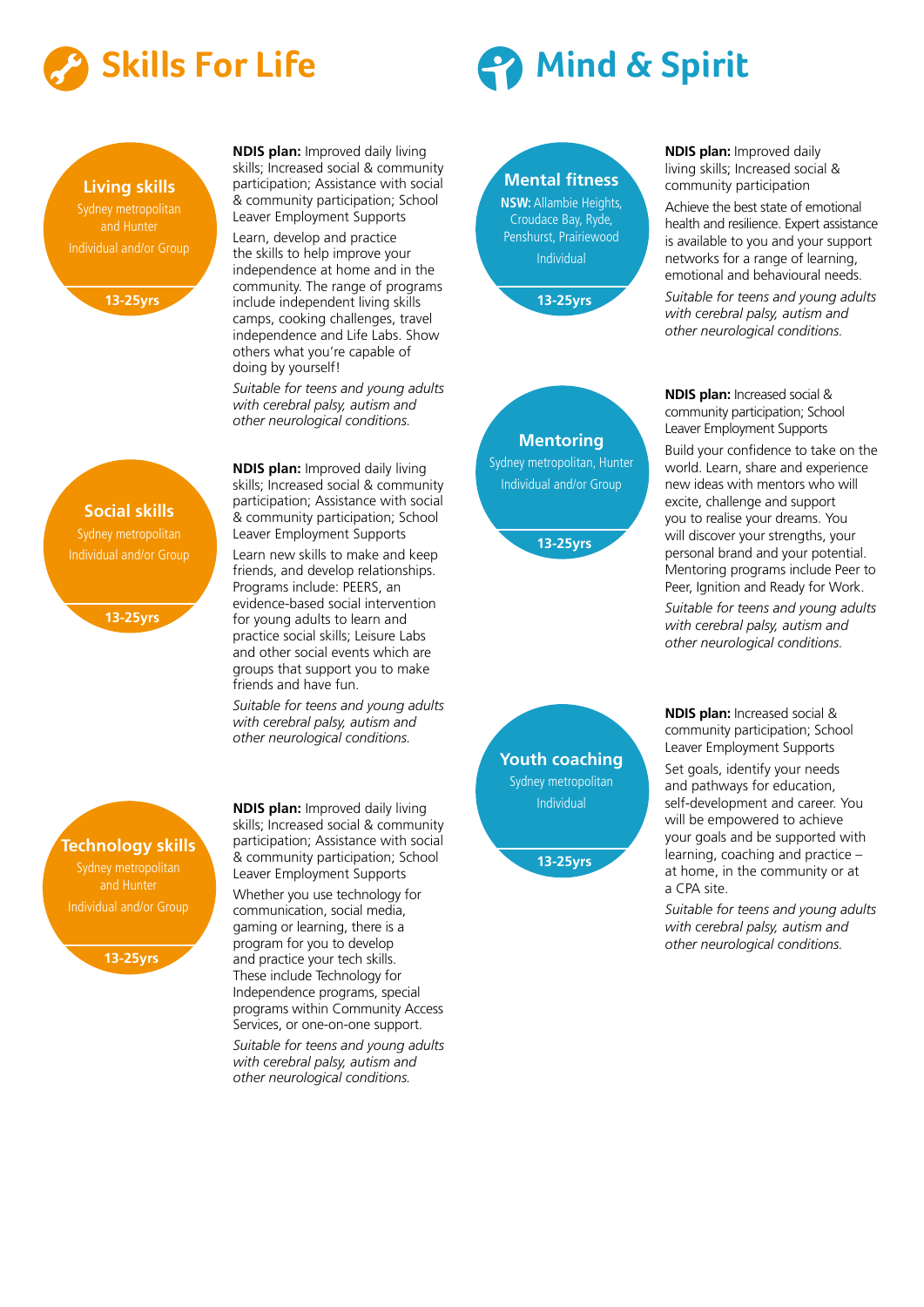# Skills For Life

### Living skills

Sydney metropolitan and Hunter

Individual and/or Group

13-25yrs

**NDIS plan:** Improved daily living skills; Increased social & community participation; Assistance with social & community participation; School Leaver Employment Supports

Learn, develop and practice the skills to help improve your independence at home and in the community. The range of programs include independent living skills camps, cooking challenges, travel independence and Life Labs. Show others what you're capable of doing by yourself!

*Suitable for teens and young adults with cerebral palsy, autism and other neurological conditions.*

### Social skills

Sydney metropolitan

Individual and/or Group

13-25yrs

**NDIS plan:** Improved daily living skills; Increased social & community participation; Assistance with social & community participation; School Leaver Employment Supports

Learn new skills to make and keep friends, and develop relationships. Programs include: PEERS, an evidence-based social intervention for young adults to learn and practice social skills; Leisure Labs and other social events which are groups that support you to make friends and have fun.

*Suitable for teens and young adults with cerebral palsy, autism and other neurological conditions.*

### Technology skills

Sydney metropolitan and Hunter

Individual and/or Group

13-25yrs

**NDIS plan:** Improved daily living skills; Increased social & community participation; Assistance with social & community participation; School Leaver Employment Supports

Whether you use technology for communication, social media, gaming or learning, there is a program for you to develop and practice your tech skills. These include Technology for Independence programs, special programs within Community Access Services, or one-on-one support.

*Suitable for teens and young adults with cerebral palsy, autism and other neurological conditions.*

# Mind & Spirit

### Mental fitness

**NSW:** Allambie Heights, Croudace Bay, Ryde, Penshurst, Prairiewood

Individual

13-25yrs

**NDIS plan:** Improved daily living skills; Increased social & community participation

Achieve the best state of emotional health and resilience. Expert assistance is available to you and your support networks for a range of learning, emotional and behavioural needs.

*Suitable for teens and young adults with cerebral palsy, autism and other neurological conditions.*

### Mentoring

Sydney metropolitan, Hunter

Individual and/or Group

13-25yrs

**NDIS plan:** Increased social & community participation; School Leaver Employment Supports

Build your confidence to take on the world. Learn, share and experience new ideas with mentors who will excite, challenge and support you to realise your dreams. You will discover your strengths, your personal brand and your potential. Mentoring programs include Peer to Peer, Ignition and Ready for Work.

*Suitable for teens and young adults with cerebral palsy, autism and other neurological conditions.*

### Youth coaching

Sydney metropolitan

Individual

13-25yrs

**NDIS plan:** Increased social & community participation; School Leaver Employment Supports

Set goals, identify your needs and pathways for education, self-development and career. You will be empowered to achieve your goals and be supported with learning, coaching and practice – at home, in the community or at a CPA site.

*Suitable for teens and young adults with cerebral palsy, autism and other neurological conditions.*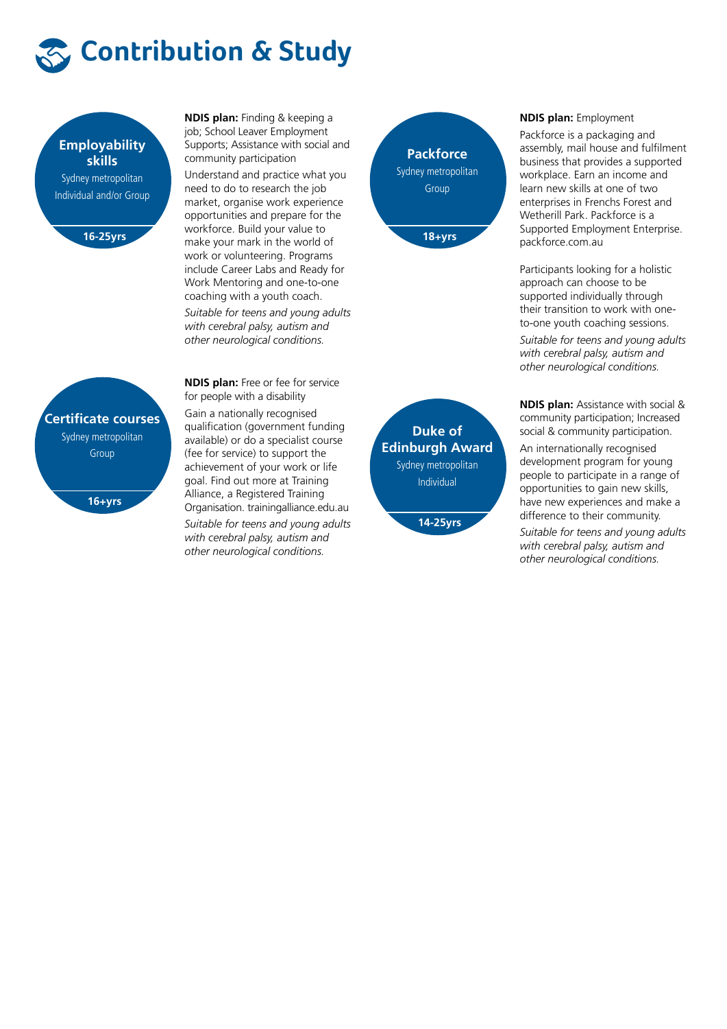# Contribution & Study

## Employability skills

Sydney metropolitan

Individual and/or Group

**16-25yrs**

**NDIS plan:** Finding & keeping a job; School Leaver Employment Supports; Assistance with social and community participation

Understand and practice what you need to do to research the job market, organise work experience opportunities and prepare for the workforce. Build your value to make your mark in the world of work or volunteering. Programs include Career Labs and Ready for Work Mentoring and one-to-one coaching with a youth coach.

*Suitable for teens and young adults with cerebral palsy, autism and other neurological conditions.*

## Packforce

Sydney metropolitan

Group

**18+yrs**

**NDIS plan:** Employment

Packforce is a packaging and assembly, mail house and fulfilment business that provides a supported workplace. Earn an income and learn new skills at one of two enterprises in Frenchs Forest and Wetherill Park. Packforce is a Supported Employment Enterprise. packforce.com.au

Participants looking for a holistic approach can choose to be supported individually through their transition to work with one-to-one youth coaching sessions.

*Suitable for teens and young adults with cerebral palsy, autism and other neurological conditions.*

## Certificate courses

Sydney metropolitan

Group

**16+yrs**

**NDIS plan:** Free or fee for service for people with a disability

Gain a nationally recognised qualification (government funding available) or do a specialist course (fee for service) to support the achievement of your work or life goal. Find out more at Training Alliance, a Registered Training Organisation. trainingalliance.edu.au

*Suitable for teens and young adults with cerebral palsy, autism and other neurological conditions.*

## Duke of Edinburgh Award

Sydney metropolitan

Individual

**14-25yrs**

**NDIS plan:** Assistance with social & community participation; Increased social & community participation.

An internationally recognised development program for young people to participate in a range of opportunities to gain new skills, have new experiences and make a difference to their community.

*Suitable for teens and young adults with cerebral palsy, autism and other neurological conditions.*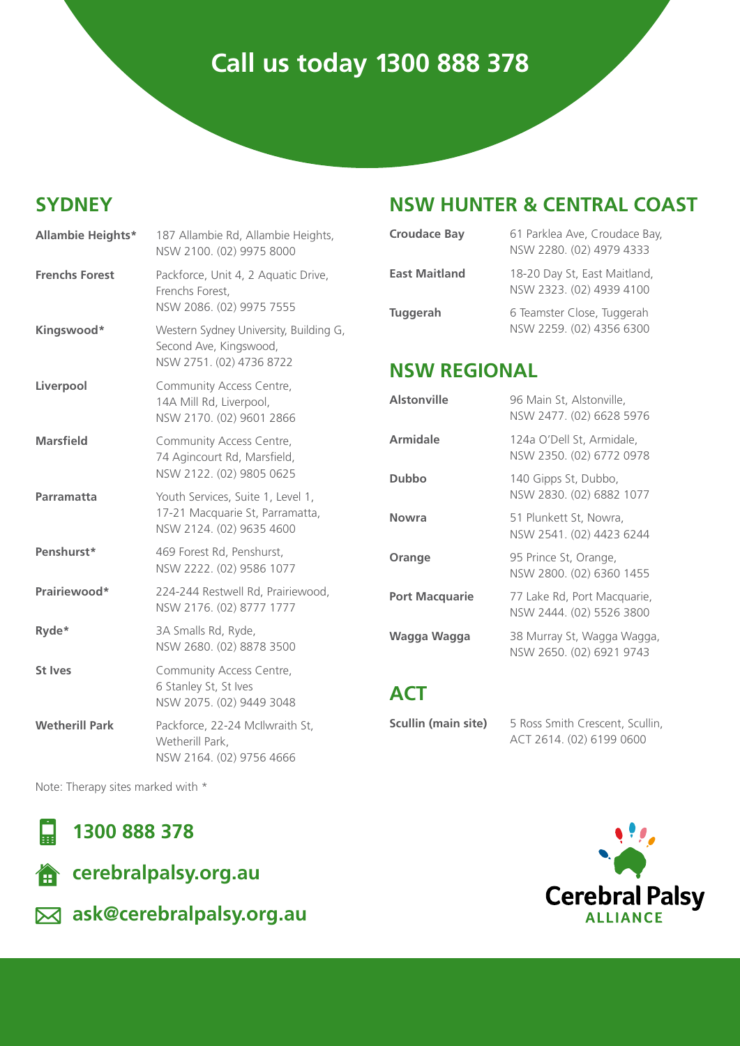# Call us today 1300 888 378

## SYDNEY

| | |
|---|---|
| **Allambie Heights*** | 187 Allambie Rd, Allambie Heights, NSW 2100. (02) 9975 8000 |
| **Frenchs Forest** | Packforce, Unit 4, 2 Aquatic Drive, Frenchs Forest, NSW 2086. (02) 9975 7555 |
| **Kingswood*** | Western Sydney University, Building G, Second Ave, Kingswood, NSW 2751. (02) 4736 8722 |
| **Liverpool** | Community Access Centre, 14A Mill Rd, Liverpool, NSW 2170. (02) 9601 2866 |
| **Marsfield** | Community Access Centre, 74 Agincourt Rd, Marsfield, NSW 2122. (02) 9805 0625 |
| **Parramatta** | Youth Services, Suite 1, Level 1, 17-21 Macquarie St, Parramatta, NSW 2124. (02) 9635 4600 |
| **Penshurst*** | 469 Forest Rd, Penshurst, NSW 2222. (02) 9586 1077 |
| **Prairiewood*** | 224-244 Restwell Rd, Prairiewood, NSW 2176. (02) 8777 1777 |
| **Ryde*** | 3A Smalls Rd, Ryde, NSW 2680. (02) 8878 3500 |
| **St Ives** | Community Access Centre, 6 Stanley St, St Ives NSW 2075. (02) 9449 3048 |
| **Wetherill Park** | Packforce, 22-24 McIlwraith St, Wetherill Park, NSW 2164. (02) 9756 4666 |

Note: Therapy sites marked with *

## NSW HUNTER & CENTRAL COAST

| | |
|---|---|
| **Croudace Bay** | 61 Parklea Ave, Croudace Bay, NSW 2280. (02) 4979 4333 |
| **East Maitland** | 18-20 Day St, East Maitland, NSW 2323. (02) 4939 4100 |
| **Tuggerah** | 6 Teamster Close, Tuggerah NSW 2259. (02) 4356 6300 |

## NSW REGIONAL

| | |
|---|---|
| **Alstonville** | 96 Main St, Alstonville, NSW 2477. (02) 6628 5976 |
| **Armidale** | 124a O'Dell St, Armidale, NSW 2350. (02) 6772 0978 |
| **Dubbo** | 140 Gipps St, Dubbo, NSW 2830. (02) 6882 1077 |
| **Nowra** | 51 Plunkett St, Nowra, NSW 2541. (02) 4423 6244 |
| **Orange** | 95 Prince St, Orange, NSW 2800. (02) 6360 1455 |
| **Port Macquarie** | 77 Lake Rd, Port Macquarie, NSW 2444. (02) 5526 3800 |
| **Wagga Wagga** | 38 Murray St, Wagga Wagga, NSW 2650. (02) 6921 9743 |

## ACT

| | |
|---|---|
| **Scullin (main site)** | 5 Ross Smith Crescent, Scullin, ACT 2614. (02) 6199 0600 |

**1300 888 378**

**cerebralpalsy.org.au**

**ask@cerebralpalsy.org.au**

Cerebral Palsy ALLIANCE